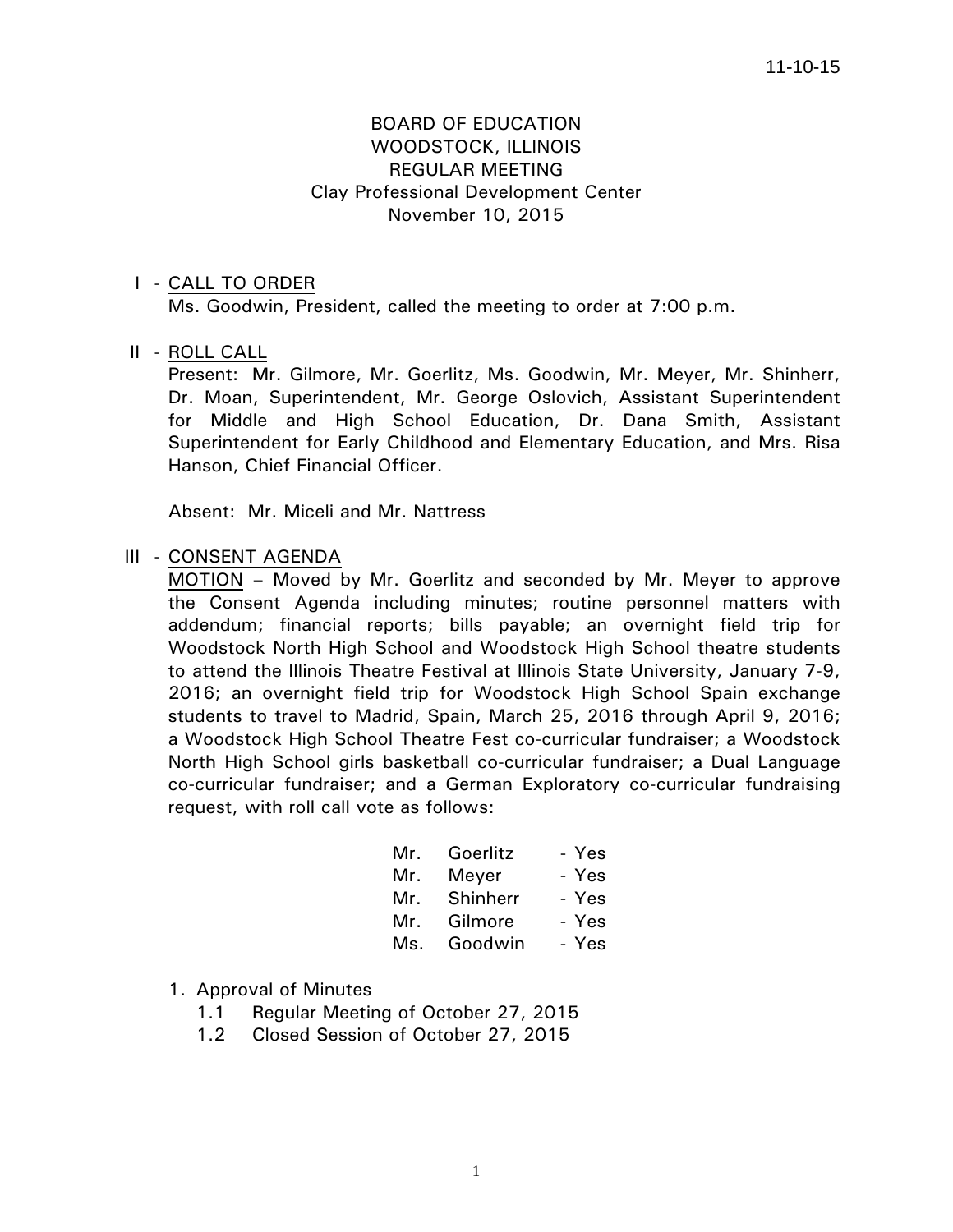# BOARD OF EDUCATION
## WOODSTOCK, ILLINOIS
## REGULAR MEETING
### Clay Professional Development Center
### November 10, 2015

I - CALL TO ORDER

Ms. Goodwin, President, called the meeting to order at 7:00 p.m.

II - ROLL CALL

Present: Mr. Gilmore, Mr. Goerlitz, Ms. Goodwin, Mr. Meyer, Mr. Shinherr, Dr. Moan, Superintendent, Mr. George Oslovich, Assistant Superintendent for Middle and High School Education, Dr. Dana Smith, Assistant Superintendent for Early Childhood and Elementary Education, and Mrs. Risa Hanson, Chief Financial Officer.

Absent: Mr. Miceli and Mr. Nattress

III - CONSENT AGENDA

MOTION – Moved by Mr. Goerlitz and seconded by Mr. Meyer to approve the Consent Agenda including minutes; routine personnel matters with addendum; financial reports; bills payable; an overnight field trip for Woodstock North High School and Woodstock High School theatre students to attend the Illinois Theatre Festival at Illinois State University, January 7-9, 2016; an overnight field trip for Woodstock High School Spain exchange students to travel to Madrid, Spain, March 25, 2016 through April 9, 2016; a Woodstock High School Theatre Fest co-curricular fundraiser; a Woodstock North High School girls basketball co-curricular fundraiser; a Dual Language co-curricular fundraiser; and a German Exploratory co-curricular fundraising request, with roll call vote as follows:

Mr. Goerlitz - Yes
Mr. Meyer - Yes
Mr. Shinherr - Yes
Mr. Gilmore - Yes
Ms. Goodwin - Yes

1. Approval of Minutes
   - 1.1 Regular Meeting of October 27, 2015
   - 1.2 Closed Session of October 27, 2015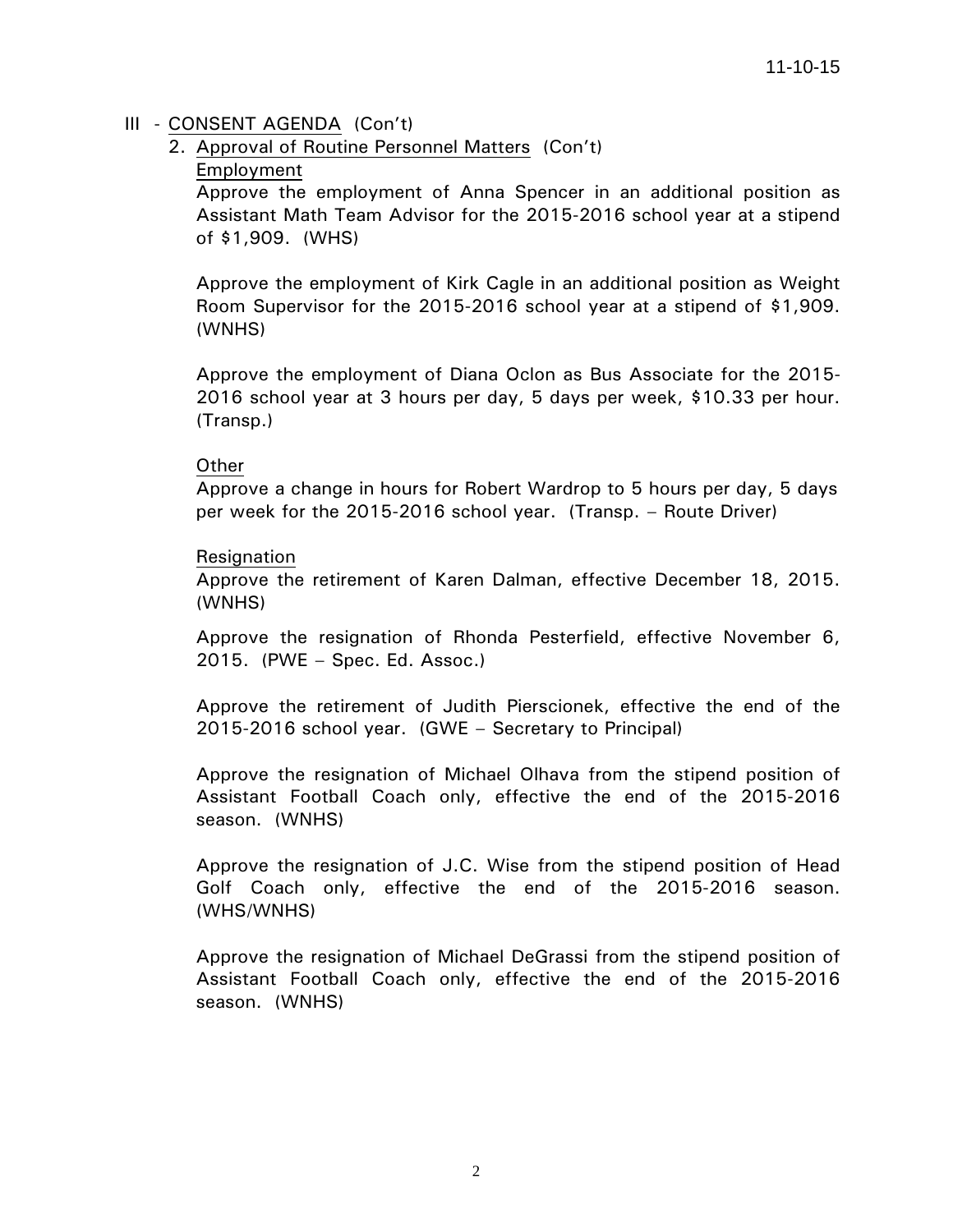## III - CONSENT AGENDA (Con't)

### 2. Approval of Routine Personnel Matters (Con't)

Employment

Approve the employment of Anna Spencer in an additional position as Assistant Math Team Advisor for the 2015-2016 school year at a stipend of $1,909. (WHS)

Approve the employment of Kirk Cagle in an additional position as Weight Room Supervisor for the 2015-2016 school year at a stipend of $1,909. (WNHS)

Approve the employment of Diana Oclon as Bus Associate for the 2015-2016 school year at 3 hours per day, 5 days per week, $10.33 per hour. (Transp.)

Other

Approve a change in hours for Robert Wardrop to 5 hours per day, 5 days per week for the 2015-2016 school year. (Transp. – Route Driver)

Resignation

Approve the retirement of Karen Dalman, effective December 18, 2015. (WNHS)

Approve the resignation of Rhonda Pesterfield, effective November 6, 2015. (PWE – Spec. Ed. Assoc.)

Approve the retirement of Judith Pierscionek, effective the end of the 2015-2016 school year. (GWE – Secretary to Principal)

Approve the resignation of Michael Olhava from the stipend position of Assistant Football Coach only, effective the end of the 2015-2016 season. (WNHS)

Approve the resignation of J.C. Wise from the stipend position of Head Golf Coach only, effective the end of the 2015-2016 season. (WHS/WNHS)

Approve the resignation of Michael DeGrassi from the stipend position of Assistant Football Coach only, effective the end of the 2015-2016 season. (WNHS)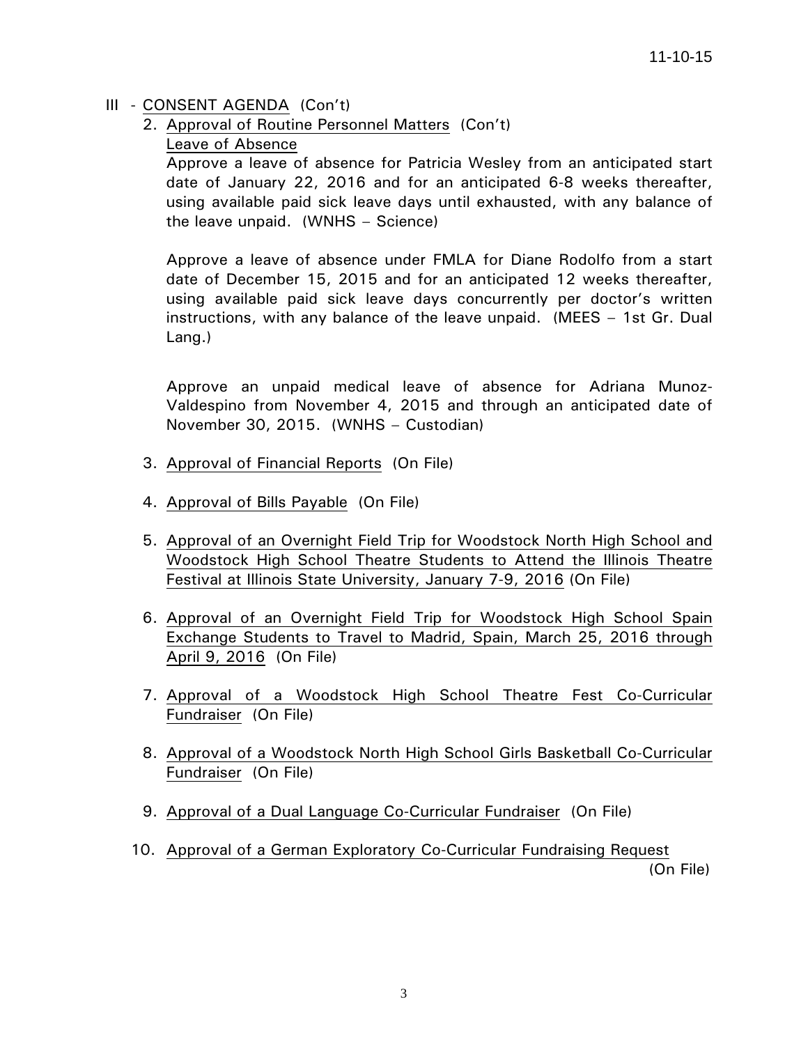III - CONSENT AGENDA (Con't)

2. Approval of Routine Personnel Matters (Con't)

   Leave of Absence

   Approve a leave of absence for Patricia Wesley from an anticipated start date of January 22, 2016 and for an anticipated 6-8 weeks thereafter, using available paid sick leave days until exhausted, with any balance of the leave unpaid. (WNHS – Science)

   Approve a leave of absence under FMLA for Diane Rodolfo from a start date of December 15, 2015 and for an anticipated 12 weeks thereafter, using available paid sick leave days concurrently per doctor's written instructions, with any balance of the leave unpaid. (MEES – 1st Gr. Dual Lang.)

   Approve an unpaid medical leave of absence for Adriana Munoz-Valdespino from November 4, 2015 and through an anticipated date of November 30, 2015. (WNHS – Custodian)

3. Approval of Financial Reports (On File)

4. Approval of Bills Payable (On File)

5. Approval of an Overnight Field Trip for Woodstock North High School and Woodstock High School Theatre Students to Attend the Illinois Theatre Festival at Illinois State University, January 7-9, 2016 (On File)

6. Approval of an Overnight Field Trip for Woodstock High School Spain Exchange Students to Travel to Madrid, Spain, March 25, 2016 through April 9, 2016 (On File)

7. Approval of a Woodstock High School Theatre Fest Co-Curricular Fundraiser (On File)

8. Approval of a Woodstock North High School Girls Basketball Co-Curricular Fundraiser (On File)

9. Approval of a Dual Language Co-Curricular Fundraiser (On File)

10. Approval of a German Exploratory Co-Curricular Fundraising Request (On File)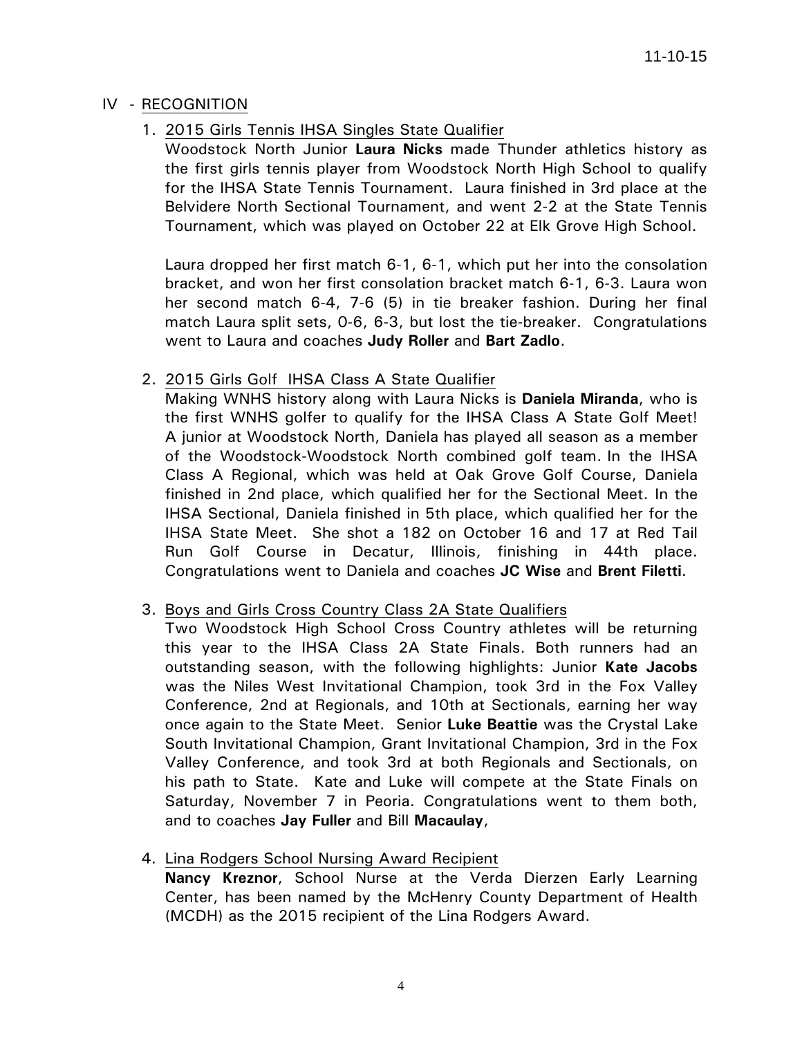11-10-15

## IV - RECOGNITION

1. 2015 Girls Tennis IHSA Singles State Qualifier

   Woodstock North Junior **Laura Nicks** made Thunder athletics history as the first girls tennis player from Woodstock North High School to qualify for the IHSA State Tennis Tournament. Laura finished in 3rd place at the Belvidere North Sectional Tournament, and went 2-2 at the State Tennis Tournament, which was played on October 22 at Elk Grove High School.

   Laura dropped her first match 6-1, 6-1, which put her into the consolation bracket, and won her first consolation bracket match 6-1, 6-3. Laura won her second match 6-4, 7-6 (5) in tie breaker fashion. During her final match Laura split sets, 0-6, 6-3, but lost the tie-breaker. Congratulations went to Laura and coaches **Judy Roller** and **Bart Zadlo**.

2. 2015 Girls Golf IHSA Class A State Qualifier

   Making WNHS history along with Laura Nicks is **Daniela Miranda**, who is the first WNHS golfer to qualify for the IHSA Class A State Golf Meet! A junior at Woodstock North, Daniela has played all season as a member of the Woodstock-Woodstock North combined golf team. In the IHSA Class A Regional, which was held at Oak Grove Golf Course, Daniela finished in 2nd place, which qualified her for the Sectional Meet. In the IHSA Sectional, Daniela finished in 5th place, which qualified her for the IHSA State Meet. She shot a 182 on October 16 and 17 at Red Tail Run Golf Course in Decatur, Illinois, finishing in 44th place. Congratulations went to Daniela and coaches **JC Wise** and **Brent Filetti**.

3. Boys and Girls Cross Country Class 2A State Qualifiers

   Two Woodstock High School Cross Country athletes will be returning this year to the IHSA Class 2A State Finals. Both runners had an outstanding season, with the following highlights: Junior **Kate Jacobs** was the Niles West Invitational Champion, took 3rd in the Fox Valley Conference, 2nd at Regionals, and 10th at Sectionals, earning her way once again to the State Meet. Senior **Luke Beattie** was the Crystal Lake South Invitational Champion, Grant Invitational Champion, 3rd in the Fox Valley Conference, and took 3rd at both Regionals and Sectionals, on his path to State. Kate and Luke will compete at the State Finals on Saturday, November 7 in Peoria. Congratulations went to them both, and to coaches **Jay Fuller** and Bill **Macaulay**,

4. Lina Rodgers School Nursing Award Recipient

   **Nancy Kreznor**, School Nurse at the Verda Dierzen Early Learning Center, has been named by the McHenry County Department of Health (MCDH) as the 2015 recipient of the Lina Rodgers Award.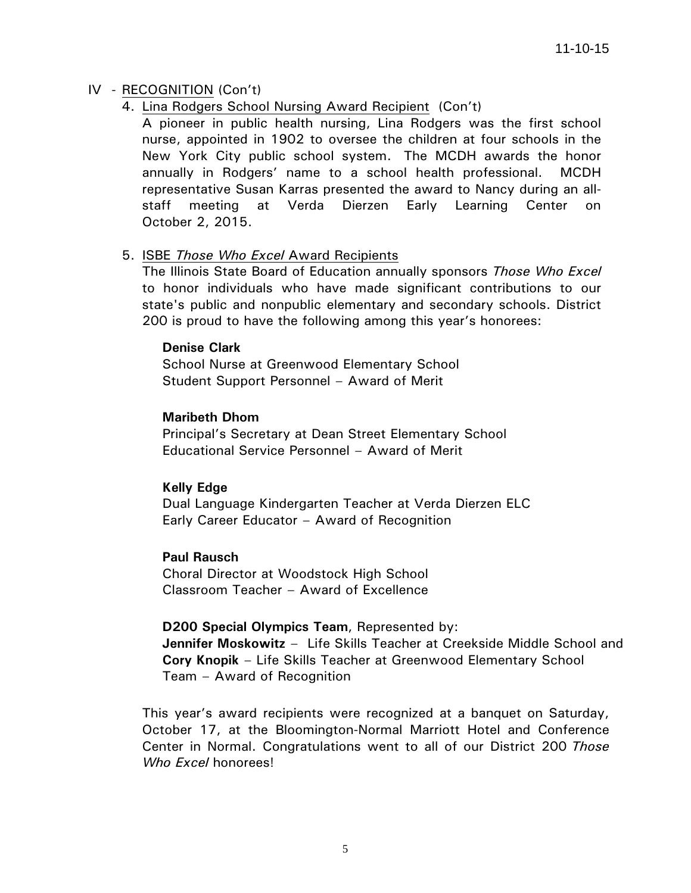IV - RECOGNITION (Con't)

4. Lina Rodgers School Nursing Award Recipient (Con't)

A pioneer in public health nursing, Lina Rodgers was the first school nurse, appointed in 1902 to oversee the children at four schools in the New York City public school system. The MCDH awards the honor annually in Rodgers' name to a school health professional. MCDH representative Susan Karras presented the award to Nancy during an all-staff meeting at Verda Dierzen Early Learning Center on October 2, 2015.

5. ISBE *Those Who Excel* Award Recipients

The Illinois State Board of Education annually sponsors *Those Who Excel* to honor individuals who have made significant contributions to our state's public and nonpublic elementary and secondary schools. District 200 is proud to have the following among this year's honorees:

**Denise Clark**
School Nurse at Greenwood Elementary School
Student Support Personnel – Award of Merit

**Maribeth Dhom**
Principal's Secretary at Dean Street Elementary School
Educational Service Personnel – Award of Merit

**Kelly Edge**
Dual Language Kindergarten Teacher at Verda Dierzen ELC
Early Career Educator – Award of Recognition

**Paul Rausch**
Choral Director at Woodstock High School
Classroom Teacher – Award of Excellence

**D200 Special Olympics Team**, Represented by:
**Jennifer Moskowitz** – Life Skills Teacher at Creekside Middle School and
**Cory Knopik** – Life Skills Teacher at Greenwood Elementary School
Team – Award of Recognition

This year's award recipients were recognized at a banquet on Saturday, October 17, at the Bloomington-Normal Marriott Hotel and Conference Center in Normal. Congratulations went to all of our District 200 *Those Who Excel* honorees!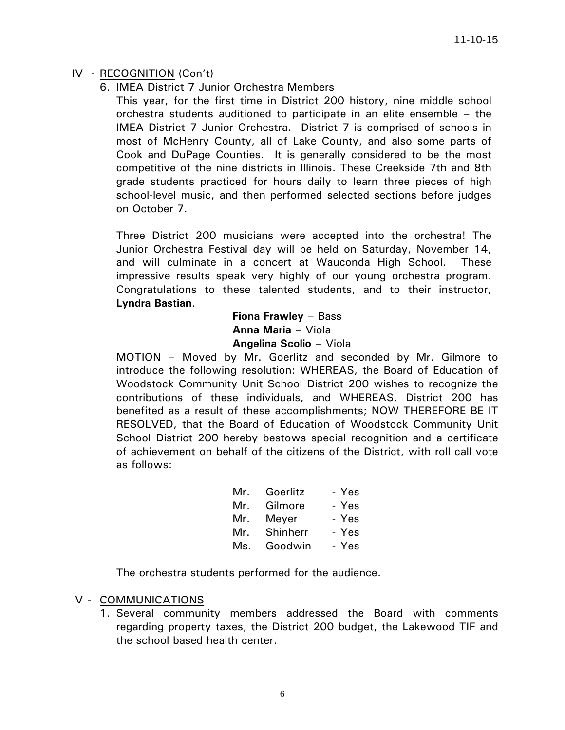IV - RECOGNITION (Con't)

6. IMEA District 7 Junior Orchestra Members

   This year, for the first time in District 200 history, nine middle school orchestra students auditioned to participate in an elite ensemble – the IMEA District 7 Junior Orchestra. District 7 is comprised of schools in most of McHenry County, all of Lake County, and also some parts of Cook and DuPage Counties. It is generally considered to be the most competitive of the nine districts in Illinois. These Creekside 7th and 8th grade students practiced for hours daily to learn three pieces of high school-level music, and then performed selected sections before judges on October 7.

   Three District 200 musicians were accepted into the orchestra! The Junior Orchestra Festival day will be held on Saturday, November 14, and will culminate in a concert at Wauconda High School. These impressive results speak very highly of our young orchestra program. Congratulations to these talented students, and to their instructor, **Lyndra Bastian**.

   **Fiona Frawley** – Bass
   **Anna Maria** – Viola
   **Angelina Scolio** – Viola

   MOTION – Moved by Mr. Goerlitz and seconded by Mr. Gilmore to introduce the following resolution: WHEREAS, the Board of Education of Woodstock Community Unit School District 200 wishes to recognize the contributions of these individuals, and WHEREAS, District 200 has benefited as a result of these accomplishments; NOW THEREFORE BE IT RESOLVED, that the Board of Education of Woodstock Community Unit School District 200 hereby bestows special recognition and a certificate of achievement on behalf of the citizens of the District, with roll call vote as follows:

   Mr. Goerlitz - Yes
   Mr. Gilmore - Yes
   Mr. Meyer - Yes
   Mr. Shinherr - Yes
   Ms. Goodwin - Yes

   The orchestra students performed for the audience.

V - COMMUNICATIONS

1. Several community members addressed the Board with comments regarding property taxes, the District 200 budget, the Lakewood TIF and the school based health center.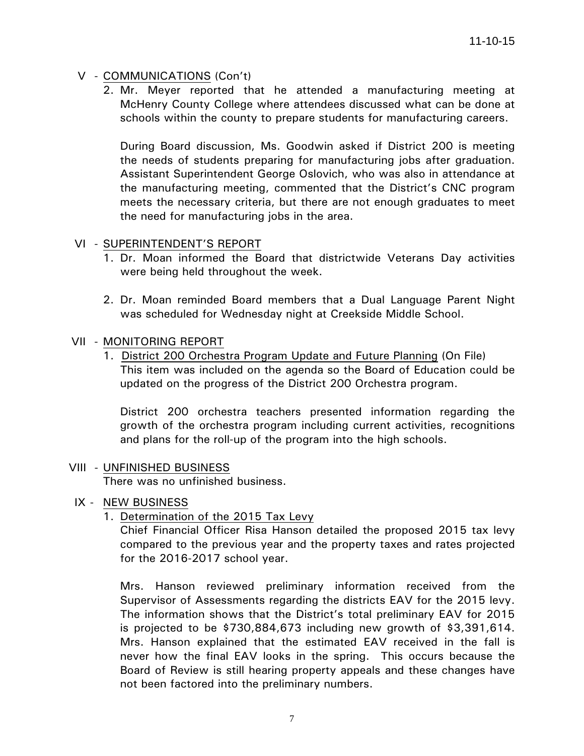## V - COMMUNICATIONS (Con't)

2. Mr. Meyer reported that he attended a manufacturing meeting at McHenry County College where attendees discussed what can be done at schools within the county to prepare students for manufacturing careers.

   During Board discussion, Ms. Goodwin asked if District 200 is meeting the needs of students preparing for manufacturing jobs after graduation. Assistant Superintendent George Oslovich, who was also in attendance at the manufacturing meeting, commented that the District's CNC program meets the necessary criteria, but there are not enough graduates to meet the need for manufacturing jobs in the area.

## VI - SUPERINTENDENT'S REPORT

1. Dr. Moan informed the Board that districtwide Veterans Day activities were being held throughout the week.

2. Dr. Moan reminded Board members that a Dual Language Parent Night was scheduled for Wednesday night at Creekside Middle School.

## VII - MONITORING REPORT

1. District 200 Orchestra Program Update and Future Planning (On File)
   This item was included on the agenda so the Board of Education could be updated on the progress of the District 200 Orchestra program.

   District 200 orchestra teachers presented information regarding the growth of the orchestra program including current activities, recognitions and plans for the roll-up of the program into the high schools.

## VIII - UNFINISHED BUSINESS

There was no unfinished business.

## IX - NEW BUSINESS

1. Determination of the 2015 Tax Levy
   Chief Financial Officer Risa Hanson detailed the proposed 2015 tax levy compared to the previous year and the property taxes and rates projected for the 2016-2017 school year.

   Mrs. Hanson reviewed preliminary information received from the Supervisor of Assessments regarding the districts EAV for the 2015 levy. The information shows that the District's total preliminary EAV for 2015 is projected to be $730,884,673 including new growth of $3,391,614. Mrs. Hanson explained that the estimated EAV received in the fall is never how the final EAV looks in the spring. This occurs because the Board of Review is still hearing property appeals and these changes have not been factored into the preliminary numbers.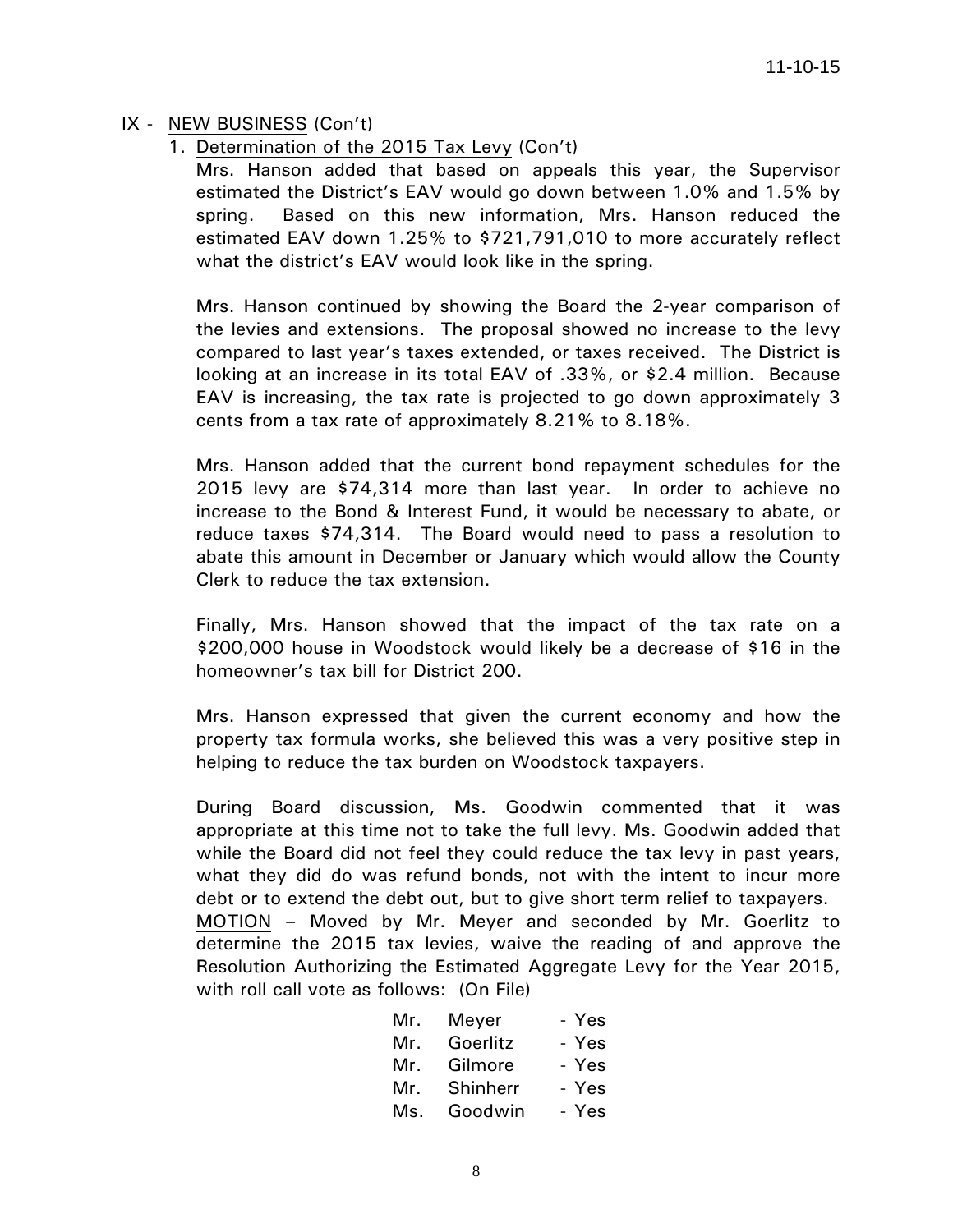## IX - NEW BUSINESS (Con't)

1. Determination of the 2015 Tax Levy (Con't)

   Mrs. Hanson added that based on appeals this year, the Supervisor estimated the District's EAV would go down between 1.0% and 1.5% by spring. Based on this new information, Mrs. Hanson reduced the estimated EAV down 1.25% to $721,791,010 to more accurately reflect what the district's EAV would look like in the spring.

   Mrs. Hanson continued by showing the Board the 2-year comparison of the levies and extensions. The proposal showed no increase to the levy compared to last year's taxes extended, or taxes received. The District is looking at an increase in its total EAV of .33%, or $2.4 million. Because EAV is increasing, the tax rate is projected to go down approximately 3 cents from a tax rate of approximately 8.21% to 8.18%.

   Mrs. Hanson added that the current bond repayment schedules for the 2015 levy are $74,314 more than last year. In order to achieve no increase to the Bond & Interest Fund, it would be necessary to abate, or reduce taxes $74,314. The Board would need to pass a resolution to abate this amount in December or January which would allow the County Clerk to reduce the tax extension.

   Finally, Mrs. Hanson showed that the impact of the tax rate on a $200,000 house in Woodstock would likely be a decrease of $16 in the homeowner's tax bill for District 200.

   Mrs. Hanson expressed that given the current economy and how the property tax formula works, she believed this was a very positive step in helping to reduce the tax burden on Woodstock taxpayers.

   During Board discussion, Ms. Goodwin commented that it was appropriate at this time not to take the full levy. Ms. Goodwin added that while the Board did not feel they could reduce the tax levy in past years, what they did do was refund bonds, not with the intent to incur more debt or to extend the debt out, but to give short term relief to taxpayers.

   MOTION – Moved by Mr. Meyer and seconded by Mr. Goerlitz to determine the 2015 tax levies, waive the reading of and approve the Resolution Authorizing the Estimated Aggregate Levy for the Year 2015, with roll call vote as follows: (On File)

   Mr. Meyer - Yes
   Mr. Goerlitz - Yes
   Mr. Gilmore - Yes
   Mr. Shinherr - Yes
   Ms. Goodwin - Yes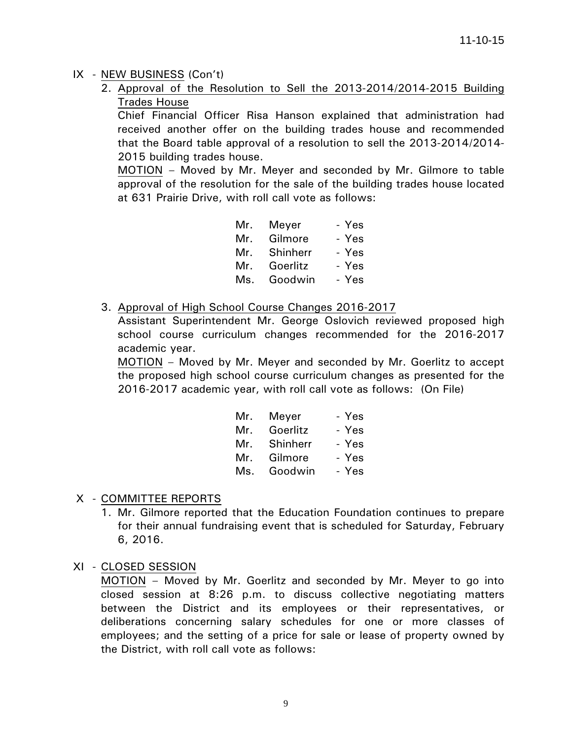IX - NEW BUSINESS (Con't)

2. Approval of the Resolution to Sell the 2013-2014/2014-2015 Building Trades House

   Chief Financial Officer Risa Hanson explained that administration had received another offer on the building trades house and recommended that the Board table approval of a resolution to sell the 2013-2014/2014-2015 building trades house.

   MOTION – Moved by Mr. Meyer and seconded by Mr. Gilmore to table approval of the resolution for the sale of the building trades house located at 631 Prairie Drive, with roll call vote as follows:

   | | | |
   |---|---|---|
   | Mr. | Meyer | - Yes |
   | Mr. | Gilmore | - Yes |
   | Mr. | Shinherr | - Yes |
   | Mr. | Goerlitz | - Yes |
   | Ms. | Goodwin | - Yes |

3. Approval of High School Course Changes 2016-2017

   Assistant Superintendent Mr. George Oslovich reviewed proposed high school course curriculum changes recommended for the 2016-2017 academic year.

   MOTION – Moved by Mr. Meyer and seconded by Mr. Goerlitz to accept the proposed high school course curriculum changes as presented for the 2016-2017 academic year, with roll call vote as follows: (On File)

   | | | |
   |---|---|---|
   | Mr. | Meyer | - Yes |
   | Mr. | Goerlitz | - Yes |
   | Mr. | Shinherr | - Yes |
   | Mr. | Gilmore | - Yes |
   | Ms. | Goodwin | - Yes |

X - COMMITTEE REPORTS

1. Mr. Gilmore reported that the Education Foundation continues to prepare for their annual fundraising event that is scheduled for Saturday, February 6, 2016.

XI - CLOSED SESSION

MOTION – Moved by Mr. Goerlitz and seconded by Mr. Meyer to go into closed session at 8:26 p.m. to discuss collective negotiating matters between the District and its employees or their representatives, or deliberations concerning salary schedules for one or more classes of employees; and the setting of a price for sale or lease of property owned by the District, with roll call vote as follows: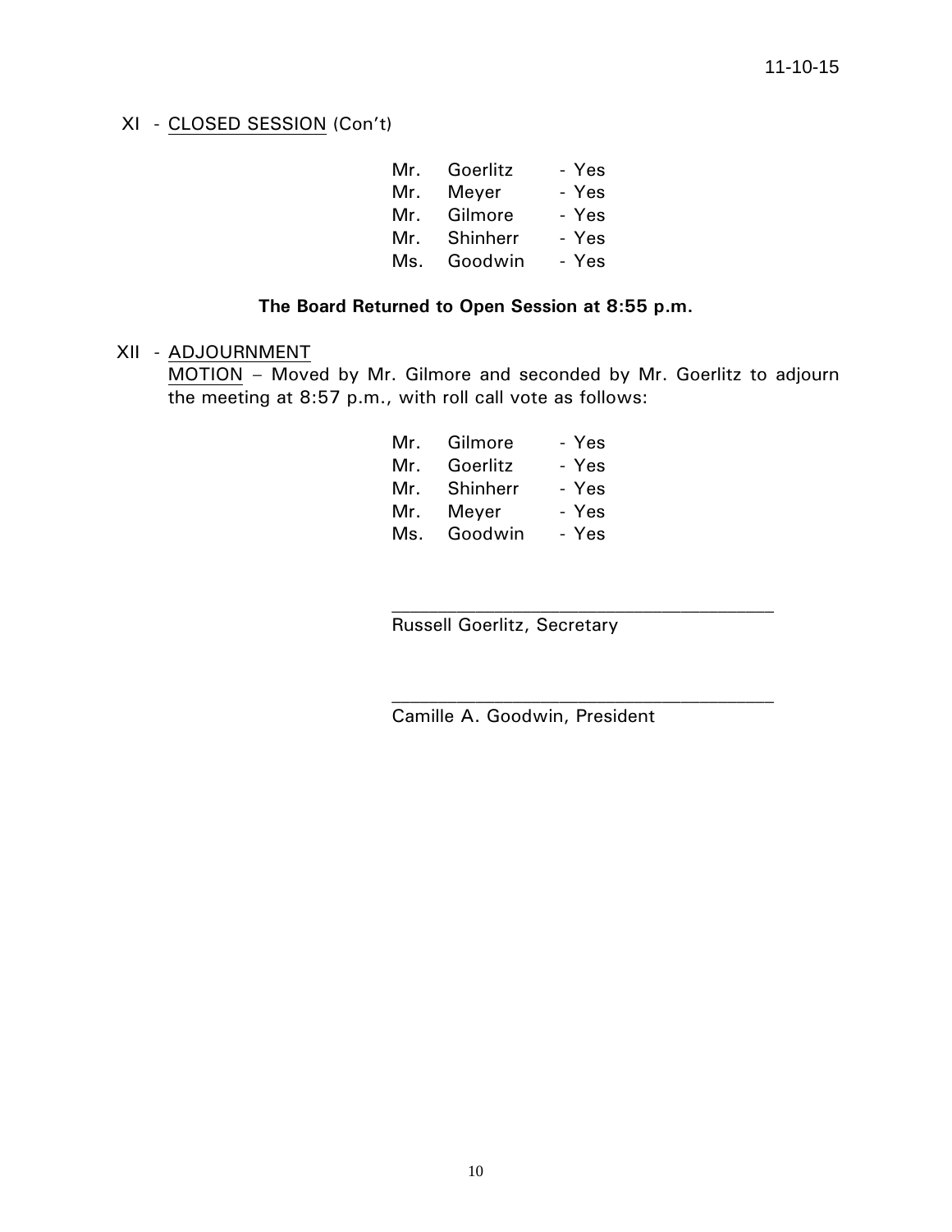XI - CLOSED SESSION (Con't)

| | | |
|---|---|---|
| Mr. | Goerlitz | - Yes |
| Mr. | Meyer | - Yes |
| Mr. | Gilmore | - Yes |
| Mr. | Shinherr | - Yes |
| Ms. | Goodwin | - Yes |

**The Board Returned to Open Session at 8:55 p.m.**

XII - ADJOURNMENT

MOTION – Moved by Mr. Gilmore and seconded by Mr. Goerlitz to adjourn the meeting at 8:57 p.m., with roll call vote as follows:

| | | |
|---|---|---|
| Mr. | Gilmore | - Yes |
| Mr. | Goerlitz | - Yes |
| Mr. | Shinherr | - Yes |
| Mr. | Meyer | - Yes |
| Ms. | Goodwin | - Yes |

\_\_\_\_\_\_\_\_\_\_\_\_\_\_\_\_\_\_\_\_\_\_\_\_\_\_\_\_\_\_\_\_\_\_\_\_\_\_\_
Russell Goerlitz, Secretary

\_\_\_\_\_\_\_\_\_\_\_\_\_\_\_\_\_\_\_\_\_\_\_\_\_\_\_\_\_\_\_\_\_\_\_\_\_\_\_
Camille A. Goodwin, President